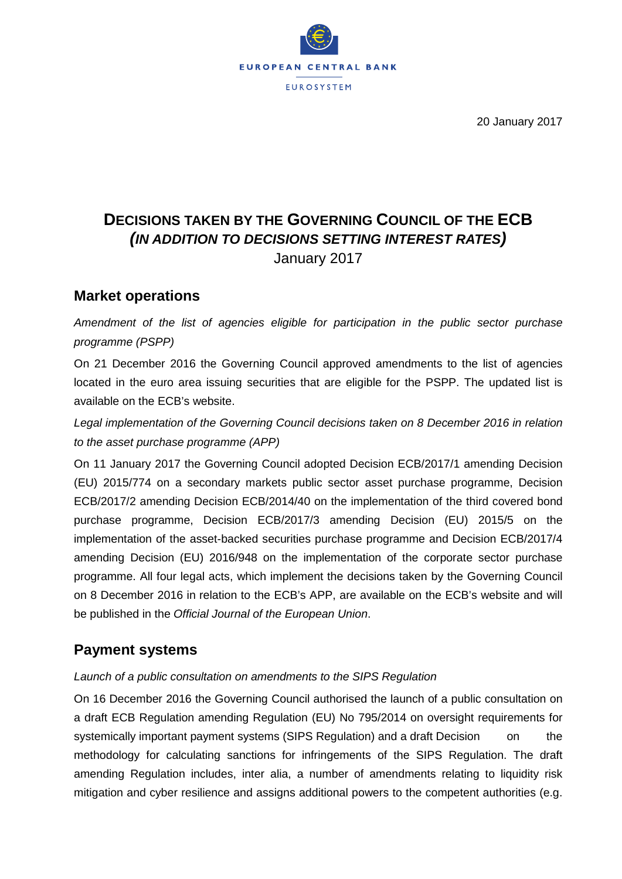EUROPEAN CENTRAL BANK

EUROSYSTEM

20 January 2017

# DECISIONS TAKEN BY THE GOVERNING COUNCIL OF THE ECB
## *(IN ADDITION TO DECISIONS SETTING INTEREST RATES)*
January 2017

## Market operations

*Amendment of the list of agencies eligible for participation in the public sector purchase programme (PSPP)*

On 21 December 2016 the Governing Council approved amendments to the list of agencies located in the euro area issuing securities that are eligible for the PSPP. The updated list is available on the ECB's website.

*Legal implementation of the Governing Council decisions taken on 8 December 2016 in relation to the asset purchase programme (APP)*

On 11 January 2017 the Governing Council adopted Decision ECB/2017/1 amending Decision (EU) 2015/774 on a secondary markets public sector asset purchase programme, Decision ECB/2017/2 amending Decision ECB/2014/40 on the implementation of the third covered bond purchase programme, Decision ECB/2017/3 amending Decision (EU) 2015/5 on the implementation of the asset-backed securities purchase programme and Decision ECB/2017/4 amending Decision (EU) 2016/948 on the implementation of the corporate sector purchase programme. All four legal acts, which implement the decisions taken by the Governing Council on 8 December 2016 in relation to the ECB's APP, are available on the ECB's website and will be published in the *Official Journal of the European Union*.

## Payment systems

*Launch of a public consultation on amendments to the SIPS Regulation*

On 16 December 2016 the Governing Council authorised the launch of a public consultation on a draft ECB Regulation amending Regulation (EU) No 795/2014 on oversight requirements for systemically important payment systems (SIPS Regulation) and a draft Decision on the methodology for calculating sanctions for infringements of the SIPS Regulation. The draft amending Regulation includes, inter alia, a number of amendments relating to liquidity risk mitigation and cyber resilience and assigns additional powers to the competent authorities (e.g.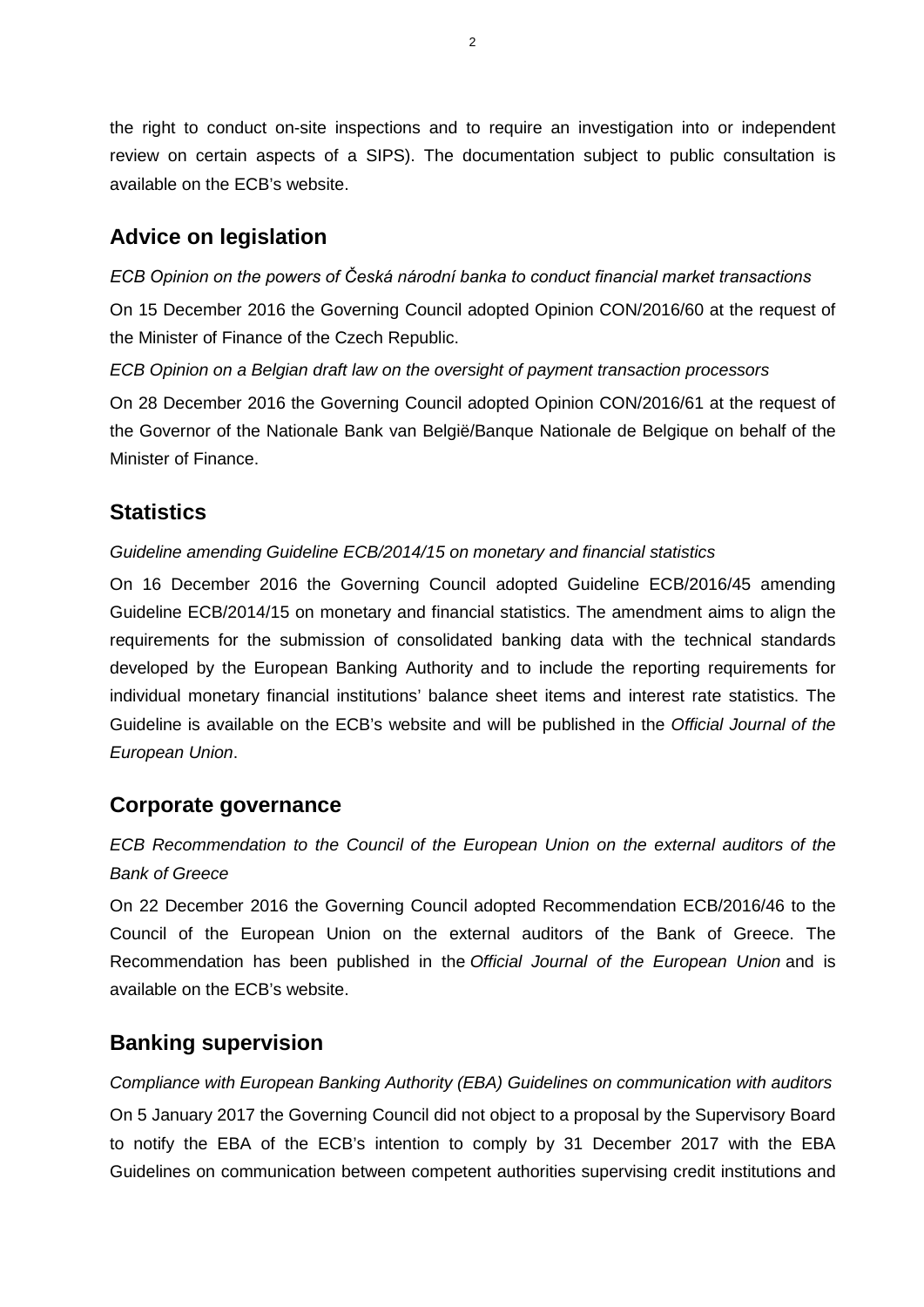the right to conduct on-site inspections and to require an investigation into or independent review on certain aspects of a SIPS). The documentation subject to public consultation is available on the ECB's website.

## Advice on legislation

*ECB Opinion on the powers of Česká národní banka to conduct financial market transactions*

On 15 December 2016 the Governing Council adopted Opinion CON/2016/60 at the request of the Minister of Finance of the Czech Republic.

*ECB Opinion on a Belgian draft law on the oversight of payment transaction processors*

On 28 December 2016 the Governing Council adopted Opinion CON/2016/61 at the request of the Governor of the Nationale Bank van België/Banque Nationale de Belgique on behalf of the Minister of Finance.

## Statistics

*Guideline amending Guideline ECB/2014/15 on monetary and financial statistics*

On 16 December 2016 the Governing Council adopted Guideline ECB/2016/45 amending Guideline ECB/2014/15 on monetary and financial statistics. The amendment aims to align the requirements for the submission of consolidated banking data with the technical standards developed by the European Banking Authority and to include the reporting requirements for individual monetary financial institutions' balance sheet items and interest rate statistics. The Guideline is available on the ECB's website and will be published in the *Official Journal of the European Union*.

## Corporate governance

*ECB Recommendation to the Council of the European Union on the external auditors of the Bank of Greece*

On 22 December 2016 the Governing Council adopted Recommendation ECB/2016/46 to the Council of the European Union on the external auditors of the Bank of Greece. The Recommendation has been published in the *Official Journal of the European Union* and is available on the ECB's website.

## Banking supervision

*Compliance with European Banking Authority (EBA) Guidelines on communication with auditors*

On 5 January 2017 the Governing Council did not object to a proposal by the Supervisory Board to notify the EBA of the ECB's intention to comply by 31 December 2017 with the EBA Guidelines on communication between competent authorities supervising credit institutions and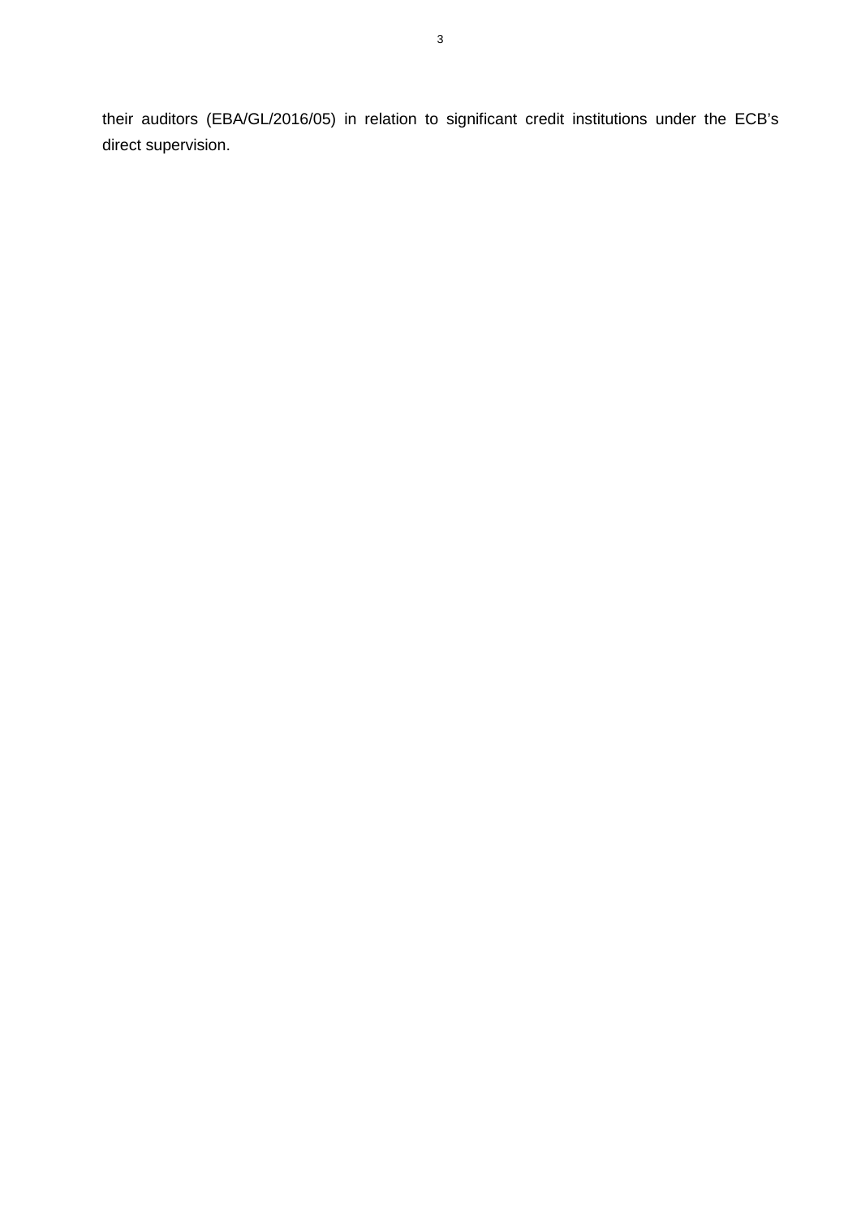their auditors (EBA/GL/2016/05) in relation to significant credit institutions under the ECB's direct supervision.